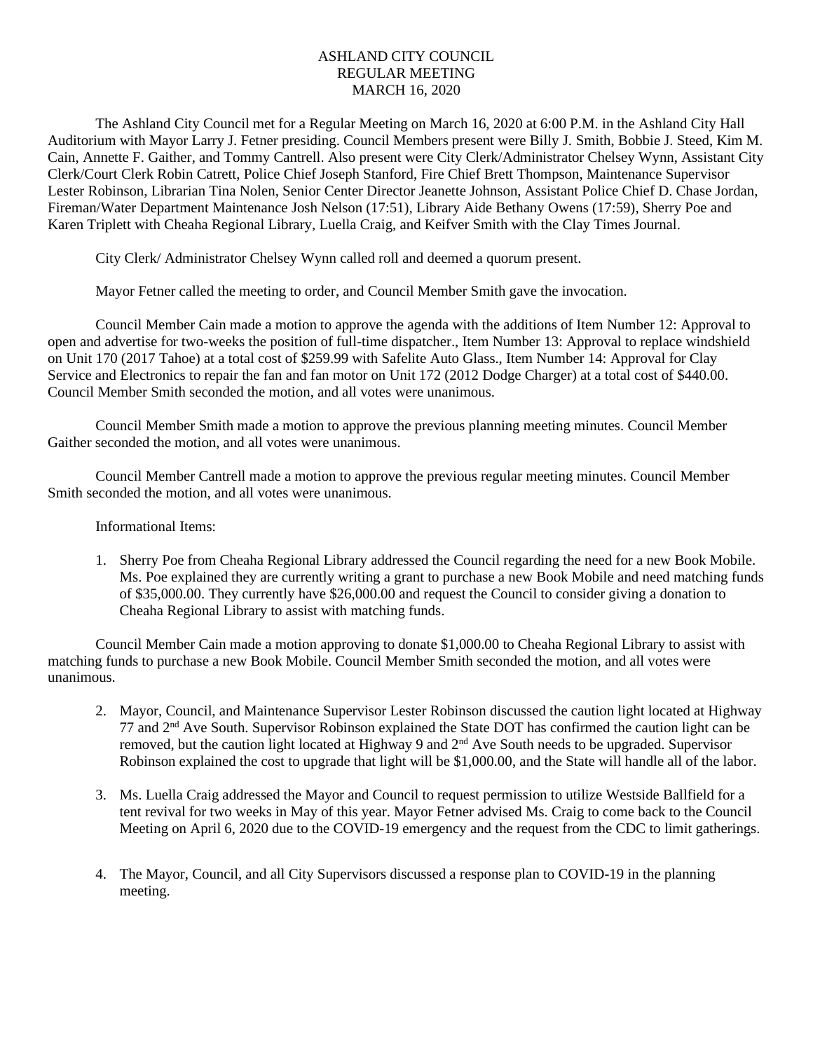# ASHLAND CITY COUNCIL
# REGULAR MEETING
# MARCH 16, 2020

The Ashland City Council met for a Regular Meeting on March 16, 2020 at 6:00 P.M. in the Ashland City Hall Auditorium with Mayor Larry J. Fetner presiding. Council Members present were Billy J. Smith, Bobbie J. Steed, Kim M. Cain, Annette F. Gaither, and Tommy Cantrell. Also present were City Clerk/Administrator Chelsey Wynn, Assistant City Clerk/Court Clerk Robin Catrett, Police Chief Joseph Stanford, Fire Chief Brett Thompson, Maintenance Supervisor Lester Robinson, Librarian Tina Nolen, Senior Center Director Jeanette Johnson, Assistant Police Chief D. Chase Jordan, Fireman/Water Department Maintenance Josh Nelson (17:51), Library Aide Bethany Owens (17:59), Sherry Poe and Karen Triplett with Cheaha Regional Library, Luella Craig, and Keifver Smith with the Clay Times Journal.

City Clerk/ Administrator Chelsey Wynn called roll and deemed a quorum present.

Mayor Fetner called the meeting to order, and Council Member Smith gave the invocation.

Council Member Cain made a motion to approve the agenda with the additions of Item Number 12: Approval to open and advertise for two-weeks the position of full-time dispatcher., Item Number 13: Approval to replace windshield on Unit 170 (2017 Tahoe) at a total cost of $259.99 with Safelite Auto Glass., Item Number 14: Approval for Clay Service and Electronics to repair the fan and fan motor on Unit 172 (2012 Dodge Charger) at a total cost of $440.00. Council Member Smith seconded the motion, and all votes were unanimous.

Council Member Smith made a motion to approve the previous planning meeting minutes. Council Member Gaither seconded the motion, and all votes were unanimous.

Council Member Cantrell made a motion to approve the previous regular meeting minutes. Council Member Smith seconded the motion, and all votes were unanimous.

Informational Items:

1. Sherry Poe from Cheaha Regional Library addressed the Council regarding the need for a new Book Mobile. Ms. Poe explained they are currently writing a grant to purchase a new Book Mobile and need matching funds of $35,000.00. They currently have $26,000.00 and request the Council to consider giving a donation to Cheaha Regional Library to assist with matching funds.

Council Member Cain made a motion approving to donate $1,000.00 to Cheaha Regional Library to assist with matching funds to purchase a new Book Mobile. Council Member Smith seconded the motion, and all votes were unanimous.

2. Mayor, Council, and Maintenance Supervisor Lester Robinson discussed the caution light located at Highway 77 and 2nd Ave South. Supervisor Robinson explained the State DOT has confirmed the caution light can be removed, but the caution light located at Highway 9 and 2nd Ave South needs to be upgraded. Supervisor Robinson explained the cost to upgrade that light will be $1,000.00, and the State will handle all of the labor.

3. Ms. Luella Craig addressed the Mayor and Council to request permission to utilize Westside Ballfield for a tent revival for two weeks in May of this year. Mayor Fetner advised Ms. Craig to come back to the Council Meeting on April 6, 2020 due to the COVID-19 emergency and the request from the CDC to limit gatherings.

4. The Mayor, Council, and all City Supervisors discussed a response plan to COVID-19 in the planning meeting.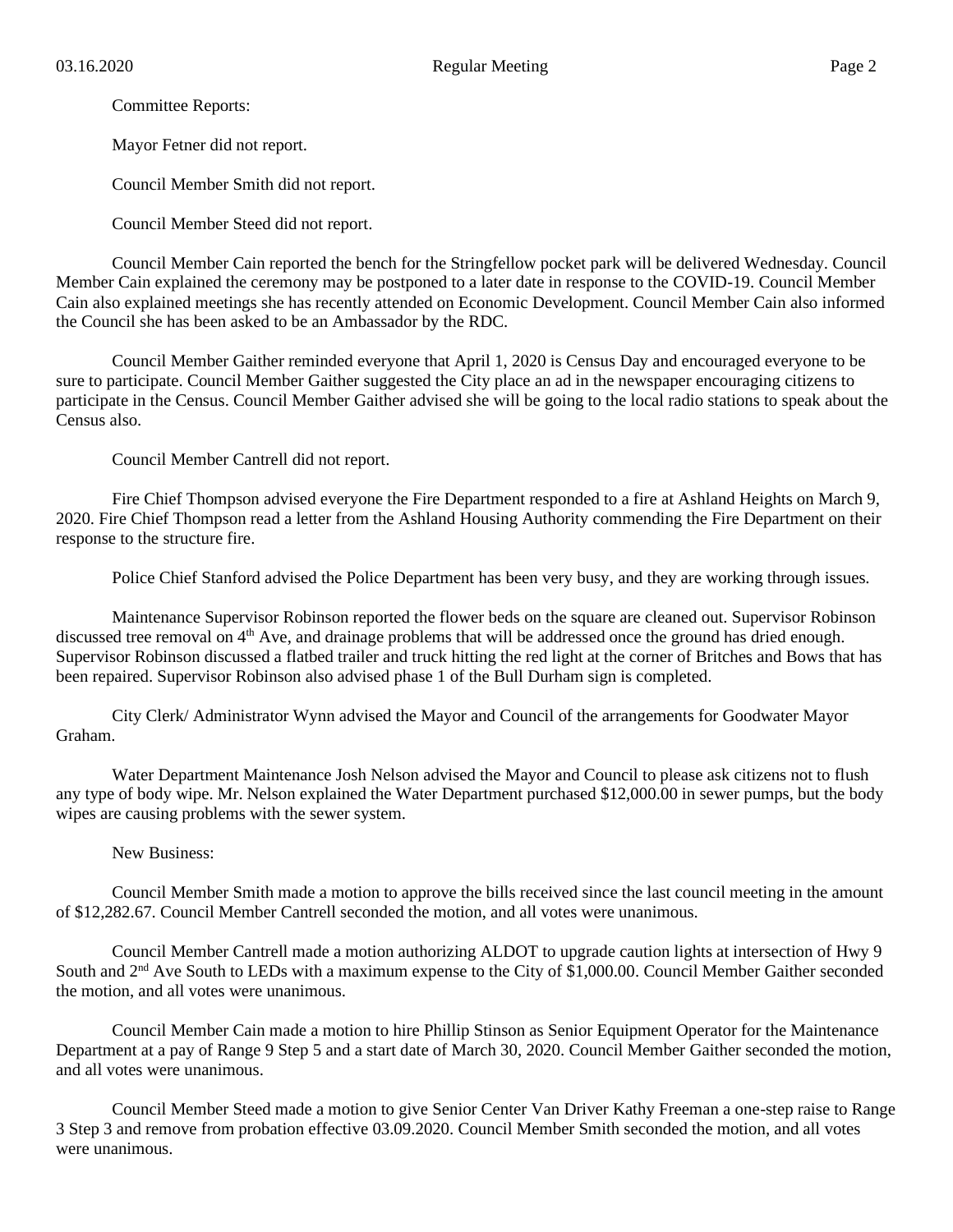Committee Reports:

Mayor Fetner did not report.

Council Member Smith did not report.

Council Member Steed did not report.

Council Member Cain reported the bench for the Stringfellow pocket park will be delivered Wednesday. Council Member Cain explained the ceremony may be postponed to a later date in response to the COVID-19. Council Member Cain also explained meetings she has recently attended on Economic Development. Council Member Cain also informed the Council she has been asked to be an Ambassador by the RDC.

Council Member Gaither reminded everyone that April 1, 2020 is Census Day and encouraged everyone to be sure to participate. Council Member Gaither suggested the City place an ad in the newspaper encouraging citizens to participate in the Census. Council Member Gaither advised she will be going to the local radio stations to speak about the Census also.

Council Member Cantrell did not report.

Fire Chief Thompson advised everyone the Fire Department responded to a fire at Ashland Heights on March 9, 2020. Fire Chief Thompson read a letter from the Ashland Housing Authority commending the Fire Department on their response to the structure fire.

Police Chief Stanford advised the Police Department has been very busy, and they are working through issues.

Maintenance Supervisor Robinson reported the flower beds on the square are cleaned out. Supervisor Robinson discussed tree removal on 4th Ave, and drainage problems that will be addressed once the ground has dried enough. Supervisor Robinson discussed a flatbed trailer and truck hitting the red light at the corner of Britches and Bows that has been repaired. Supervisor Robinson also advised phase 1 of the Bull Durham sign is completed.

City Clerk/ Administrator Wynn advised the Mayor and Council of the arrangements for Goodwater Mayor Graham.

Water Department Maintenance Josh Nelson advised the Mayor and Council to please ask citizens not to flush any type of body wipe. Mr. Nelson explained the Water Department purchased $12,000.00 in sewer pumps, but the body wipes are causing problems with the sewer system.

New Business:

Council Member Smith made a motion to approve the bills received since the last council meeting in the amount of $12,282.67. Council Member Cantrell seconded the motion, and all votes were unanimous.

Council Member Cantrell made a motion authorizing ALDOT to upgrade caution lights at intersection of Hwy 9 South and 2nd Ave South to LEDs with a maximum expense to the City of $1,000.00. Council Member Gaither seconded the motion, and all votes were unanimous.

Council Member Cain made a motion to hire Phillip Stinson as Senior Equipment Operator for the Maintenance Department at a pay of Range 9 Step 5 and a start date of March 30, 2020. Council Member Gaither seconded the motion, and all votes were unanimous.

Council Member Steed made a motion to give Senior Center Van Driver Kathy Freeman a one-step raise to Range 3 Step 3 and remove from probation effective 03.09.2020. Council Member Smith seconded the motion, and all votes were unanimous.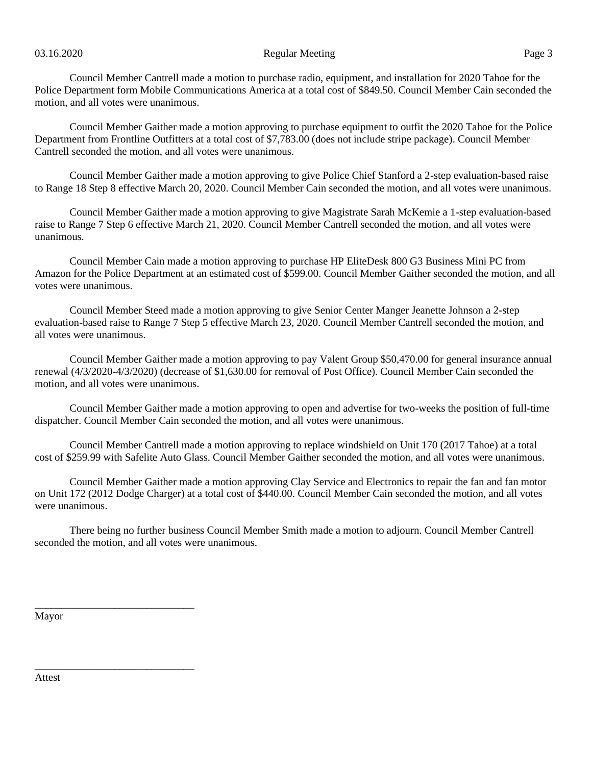Council Member Cantrell made a motion to purchase radio, equipment, and installation for 2020 Tahoe for the Police Department form Mobile Communications America at a total cost of $849.50. Council Member Cain seconded the motion, and all votes were unanimous.

Council Member Gaither made a motion approving to purchase equipment to outfit the 2020 Tahoe for the Police Department from Frontline Outfitters at a total cost of $7,783.00 (does not include stripe package). Council Member Cantrell seconded the motion, and all votes were unanimous.

Council Member Gaither made a motion approving to give Police Chief Stanford a 2-step evaluation-based raise to Range 18 Step 8 effective March 20, 2020. Council Member Cain seconded the motion, and all votes were unanimous.

Council Member Gaither made a motion approving to give Magistrate Sarah McKemie a 1-step evaluation-based raise to Range 7 Step 6 effective March 21, 2020. Council Member Cantrell seconded the motion, and all votes were unanimous.

Council Member Cain made a motion approving to purchase HP EliteDesk 800 G3 Business Mini PC from Amazon for the Police Department at an estimated cost of $599.00. Council Member Gaither seconded the motion, and all votes were unanimous.

Council Member Steed made a motion approving to give Senior Center Manger Jeanette Johnson a 2-step evaluation-based raise to Range 7 Step 5 effective March 23, 2020. Council Member Cantrell seconded the motion, and all votes were unanimous.

Council Member Gaither made a motion approving to pay Valent Group $50,470.00 for general insurance annual renewal (4/3/2020-4/3/2020) (decrease of $1,630.00 for removal of Post Office). Council Member Cain seconded the motion, and all votes were unanimous.

Council Member Gaither made a motion approving to open and advertise for two-weeks the position of full-time dispatcher. Council Member Cain seconded the motion, and all votes were unanimous.

Council Member Cantrell made a motion approving to replace windshield on Unit 170 (2017 Tahoe) at a total cost of $259.99 with Safelite Auto Glass. Council Member Gaither seconded the motion, and all votes were unanimous.

Council Member Gaither made a motion approving Clay Service and Electronics to repair the fan and fan motor on Unit 172 (2012 Dodge Charger) at a total cost of $440.00. Council Member Cain seconded the motion, and all votes were unanimous.

There being no further business Council Member Smith made a motion to adjourn. Council Member Cantrell seconded the motion, and all votes were unanimous.

______________________________
Mayor

______________________________
Attest